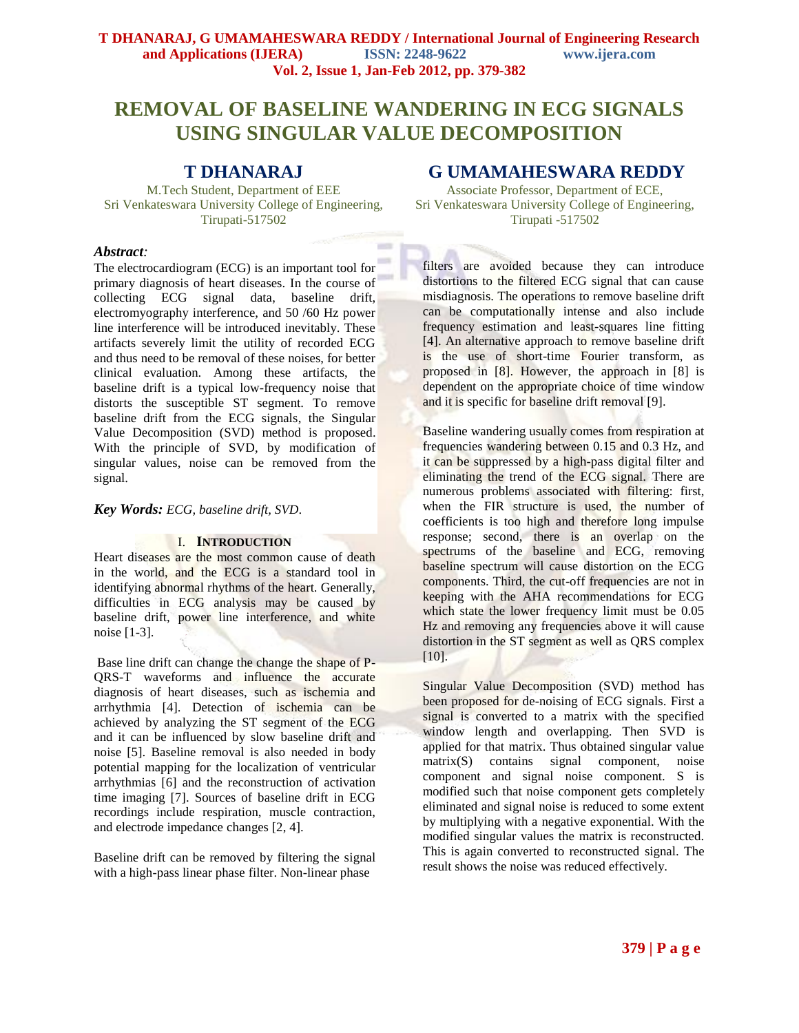# REMOVAL OF BASELINE WANDERING IN ECG SIGNALS USING SINGULAR VALUE DECOMPOSITION

**T DHANARAJ**
M.Tech Student, Department of EEE
Sri Venkateswara University College of Engineering,
Tirupati-517502

**G UMAMAHESWARA REDDY**
Associate Professor, Department of ECE,
Sri Venkateswara University College of Engineering,
Tirupati -517502

***Abstract:***

The electrocardiogram (ECG) is an important tool for primary diagnosis of heart diseases. In the course of collecting ECG signal data, baseline drift, electromyography interference, and 50 /60 Hz power line interference will be introduced inevitably. These artifacts severely limit the utility of recorded ECG and thus need to be removal of these noises, for better clinical evaluation. Among these artifacts, the baseline drift is a typical low-frequency noise that distorts the susceptible ST segment. To remove baseline drift from the ECG signals, the Singular Value Decomposition (SVD) method is proposed. With the principle of SVD, by modification of singular values, noise can be removed from the signal.

***Key Words:*** *ECG, baseline drift, SVD.*

## I. INTRODUCTION

Heart diseases are the most common cause of death in the world, and the ECG is a standard tool in identifying abnormal rhythms of the heart. Generally, difficulties in ECG analysis may be caused by baseline drift, power line interference, and white noise [1-3].

Base line drift can change the change the shape of P-QRS-T waveforms and influence the accurate diagnosis of heart diseases, such as ischemia and arrhythmia [4]. Detection of ischemia can be achieved by analyzing the ST segment of the ECG and it can be influenced by slow baseline drift and noise [5]. Baseline removal is also needed in body potential mapping for the localization of ventricular arrhythmias [6] and the reconstruction of activation time imaging [7]. Sources of baseline drift in ECG recordings include respiration, muscle contraction, and electrode impedance changes [2, 4].

Baseline drift can be removed by filtering the signal with a high-pass linear phase filter. Non-linear phase filters are avoided because they can introduce distortions to the filtered ECG signal that can cause misdiagnosis. The operations to remove baseline drift can be computationally intense and also include frequency estimation and least-squares line fitting [4]. An alternative approach to remove baseline drift is the use of short-time Fourier transform, as proposed in [8]. However, the approach in [8] is dependent on the appropriate choice of time window and it is specific for baseline drift removal [9].

Baseline wandering usually comes from respiration at frequencies wandering between 0.15 and 0.3 Hz, and it can be suppressed by a high-pass digital filter and eliminating the trend of the ECG signal. There are numerous problems associated with filtering: first, when the FIR structure is used, the number of coefficients is too high and therefore long impulse response; second, there is an overlap on the spectrums of the baseline and ECG, removing baseline spectrum will cause distortion on the ECG components. Third, the cut-off frequencies are not in keeping with the AHA recommendations for ECG which state the lower frequency limit must be 0.05 Hz and removing any frequencies above it will cause distortion in the ST segment as well as QRS complex [10].

Singular Value Decomposition (SVD) method has been proposed for de-noising of ECG signals. First a signal is converted to a matrix with the specified window length and overlapping. Then SVD is applied for that matrix. Thus obtained singular value matrix(S) contains signal component, noise component and signal noise component. S is modified such that noise component gets completely eliminated and signal noise is reduced to some extent by multiplying with a negative exponential. With the modified singular values the matrix is reconstructed. This is again converted to reconstructed signal. The result shows the noise was reduced effectively.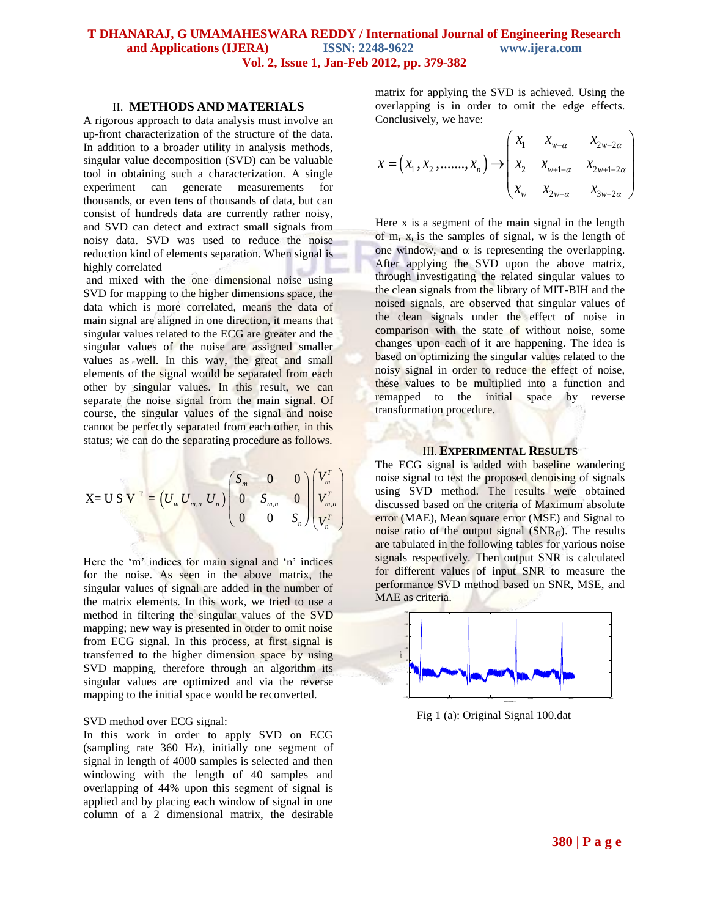## II. METHODS AND MATERIALS

A rigorous approach to data analysis must involve an up-front characterization of the structure of the data. In addition to a broader utility in analysis methods, singular value decomposition (SVD) can be valuable tool in obtaining such a characterization. A single experiment can generate measurements for thousands, or even tens of thousands of data, but can consist of hundreds data are currently rather noisy, and SVD can detect and extract small signals from noisy data. SVD was used to reduce the noise reduction kind of elements separation. When signal is highly correlated

and mixed with the one dimensional noise using SVD for mapping to the higher dimensions space, the data which is more correlated, means the data of main signal are aligned in one direction, it means that singular values related to the ECG are greater and the singular values of the noise are assigned smaller values as well. In this way, the great and small elements of the signal would be separated from each other by singular values. In this result, we can separate the noise signal from the main signal. Of course, the singular values of the signal and noise cannot be perfectly separated from each other, in this status; we can do the separating procedure as follows.

$$X = U\,S\,V^{T} = \begin{pmatrix} U_m & U_{m,n} & U_n \end{pmatrix} \begin{pmatrix} S_m & 0 & 0 \\ 0 & S_{m,n} & 0 \\ 0 & 0 & S_n \end{pmatrix} \begin{pmatrix} V_m^T \\ V_{m,n}^T \\ V_n^T \end{pmatrix}$$

Here the 'm' indices for main signal and 'n' indices for the noise. As seen in the above matrix, the singular values of signal are added in the number of the matrix elements. In this work, we tried to use a method in filtering the singular values of the SVD mapping; new way is presented in order to omit noise from ECG signal. In this process, at first signal is transferred to the higher dimension space by using SVD mapping, therefore through an algorithm its singular values are optimized and via the reverse mapping to the initial space would be reconverted.

SVD method over ECG signal:

In this work in order to apply SVD on ECG (sampling rate 360 Hz), initially one segment of signal in length of 4000 samples is selected and then windowing with the length of 40 samples and overlapping of 44% upon this segment of signal is applied and by placing each window of signal in one column of a 2 dimensional matrix, the desirable matrix for applying the SVD is achieved. Using the overlapping is in order to omit the edge effects. Conclusively, we have:

$$x = (x_1, x_2, \ldots\ldots, x_n) \rightarrow \begin{pmatrix} x_1 & x_{w-\alpha} & x_{2w-2\alpha} \\ x_2 & x_{w+1-\alpha} & x_{2w+1-2\alpha} \\ x_w & x_{2w-\alpha} & x_{3w-2\alpha} \end{pmatrix}$$

Here x is a segment of the main signal in the length of m, $x_i$ is the samples of signal, w is the length of one window, and $\alpha$ is representing the overlapping. After applying the SVD upon the above matrix, through investigating the related singular values to the clean signals from the library of MIT-BIH and the noised signals, are observed that singular values of the clean signals under the effect of noise in comparison with the state of without noise, some changes upon each of it are happening. The idea is based on optimizing the singular values related to the noisy signal in order to reduce the effect of noise, these values to be multiplied into a function and remapped to the initial space by reverse transformation procedure.

## III. EXPERIMENTAL RESULTS

The ECG signal is added with baseline wandering noise signal to test the proposed denoising of signals using SVD method. The results were obtained discussed based on the criteria of Maximum absolute error (MAE), Mean square error (MSE) and Signal to noise ratio of the output signal ($SNR_O$). The results are tabulated in the following tables for various noise signals respectively. Then output SNR is calculated for different values of input SNR to measure the performance SVD method based on SNR, MSE, and MAE as criteria.

Fig 1 (a): Original Signal 100.dat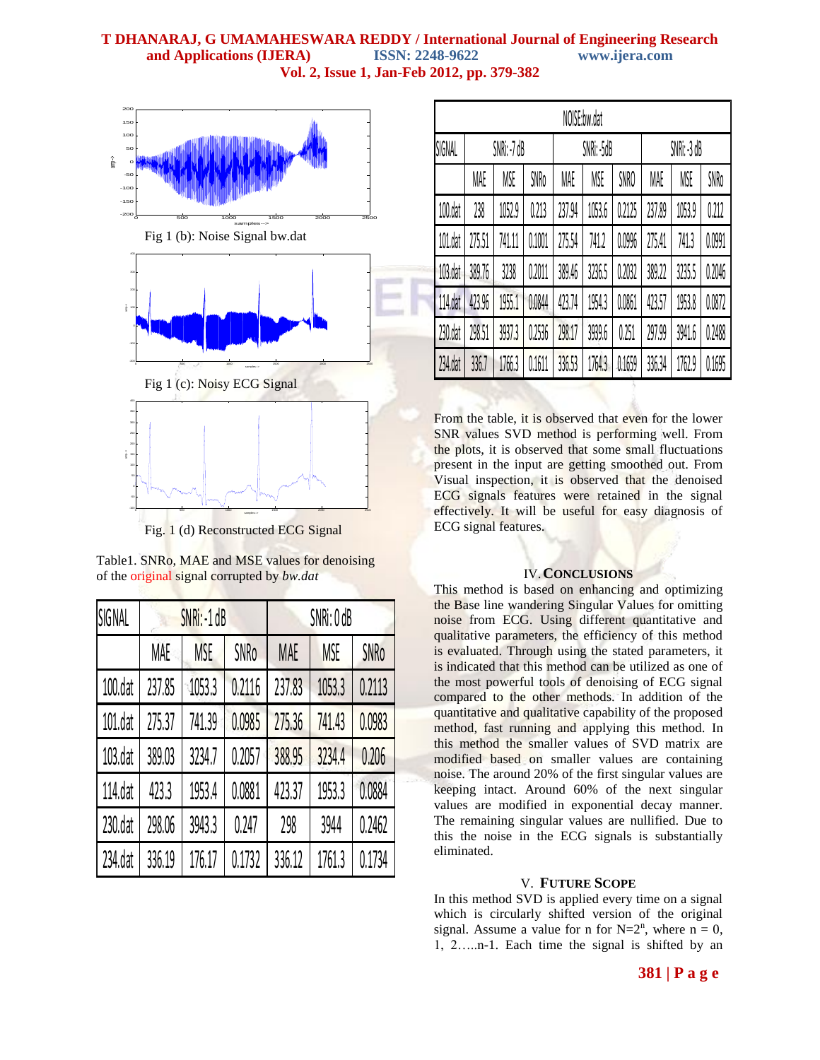Fig 1 (b): Noise Signal bw.dat

Fig 1 (c): Noisy ECG Signal

Fig. 1 (d) Reconstructed ECG Signal

Table1. SNRo, MAE and MSE values for denoising of the original signal corrupted by *bw.dat*

| SIGNAL | SNRi: -1 dB | | | SNRi: 0 dB | | |
|---|---|---|---|---|---|---|
| | MAE | MSE | SNRo | MAE | MSE | SNRo |
| 100.dat | 237.85 | 1053.3 | 0.2116 | 237.83 | 1053.3 | 0.2113 |
| 101.dat | 275.37 | 741.39 | 0.0985 | 275.36 | 741.43 | 0.0983 |
| 103.dat | 389.03 | 3234.7 | 0.2057 | 388.95 | 3234.4 | 0.206 |
| 114.dat | 423.3 | 1953.4 | 0.0881 | 423.37 | 1953.3 | 0.0884 |
| 230.dat | 298.06 | 3943.3 | 0.247 | 298 | 3944 | 0.2462 |
| 234.dat | 336.19 | 176.17 | 0.1732 | 336.12 | 1761.3 | 0.1734 |

| NOISE:bw.dat | | | | | | | | | |
|---|---|---|---|---|---|---|---|---|---|
| SIGNAL | SNRi: -7 dB | | | SNRi: -5dB | | | SNRi: -3 dB | | |
| | MAE | MSE | SNRo | MAE | MSE | SNRO | MAE | MSE | SNRo |
| 100.dat | 238 | 1052.9 | 0.213 | 237.94 | 1053.6 | 0.2125 | 237.89 | 1053.9 | 0.212 |
| 101.dat | 275.51 | 741.11 | 0.1001 | 275.54 | 741.2 | 0.0996 | 275.41 | 741.3 | 0.0991 |
| 103.dat | 389.76 | 3238 | 0.2011 | 389.46 | 3236.5 | 0.2032 | 389.22 | 3235.5 | 0.2046 |
| 114.dat | 423.96 | 1955.1 | 0.0844 | 423.74 | 1954.3 | 0.0861 | 423.57 | 1953.8 | 0.0872 |
| 230.dat | 298.51 | 3937.3 | 0.2536 | 298.17 | 3939.6 | 0.251 | 297.99 | 3941.6 | 0.2488 |
| 234.dat | 336.7 | 1766.3 | 0.1611 | 336.53 | 1764.3 | 0.1659 | 336.34 | 1762.9 | 0.1695 |

From the table, it is observed that even for the lower SNR values SVD method is performing well. From the plots, it is observed that some small fluctuations present in the input are getting smoothed out. From Visual inspection, it is observed that the denoised ECG signals features were retained in the signal effectively. It will be useful for easy diagnosis of ECG signal features.

## IV. CONCLUSIONS

This method is based on enhancing and optimizing the Base line wandering Singular Values for omitting noise from ECG. Using different quantitative and qualitative parameters, the efficiency of this method is evaluated. Through using the stated parameters, it is indicated that this method can be utilized as one of the most powerful tools of denoising of ECG signal compared to the other methods. In addition of the quantitative and qualitative capability of the proposed method, fast running and applying this method. In this method the smaller values of SVD matrix are modified based on smaller values are containing noise. The around 20% of the first singular values are keeping intact. Around 60% of the next singular values are modified in exponential decay manner. The remaining singular values are nullified. Due to this the noise in the ECG signals is substantially eliminated.

## V. FUTURE SCOPE

In this method SVD is applied every time on a signal which is circularly shifted version of the original signal. Assume a value for n for $N=2^n$, where n = 0, 1, 2…..n-1. Each time the signal is shifted by an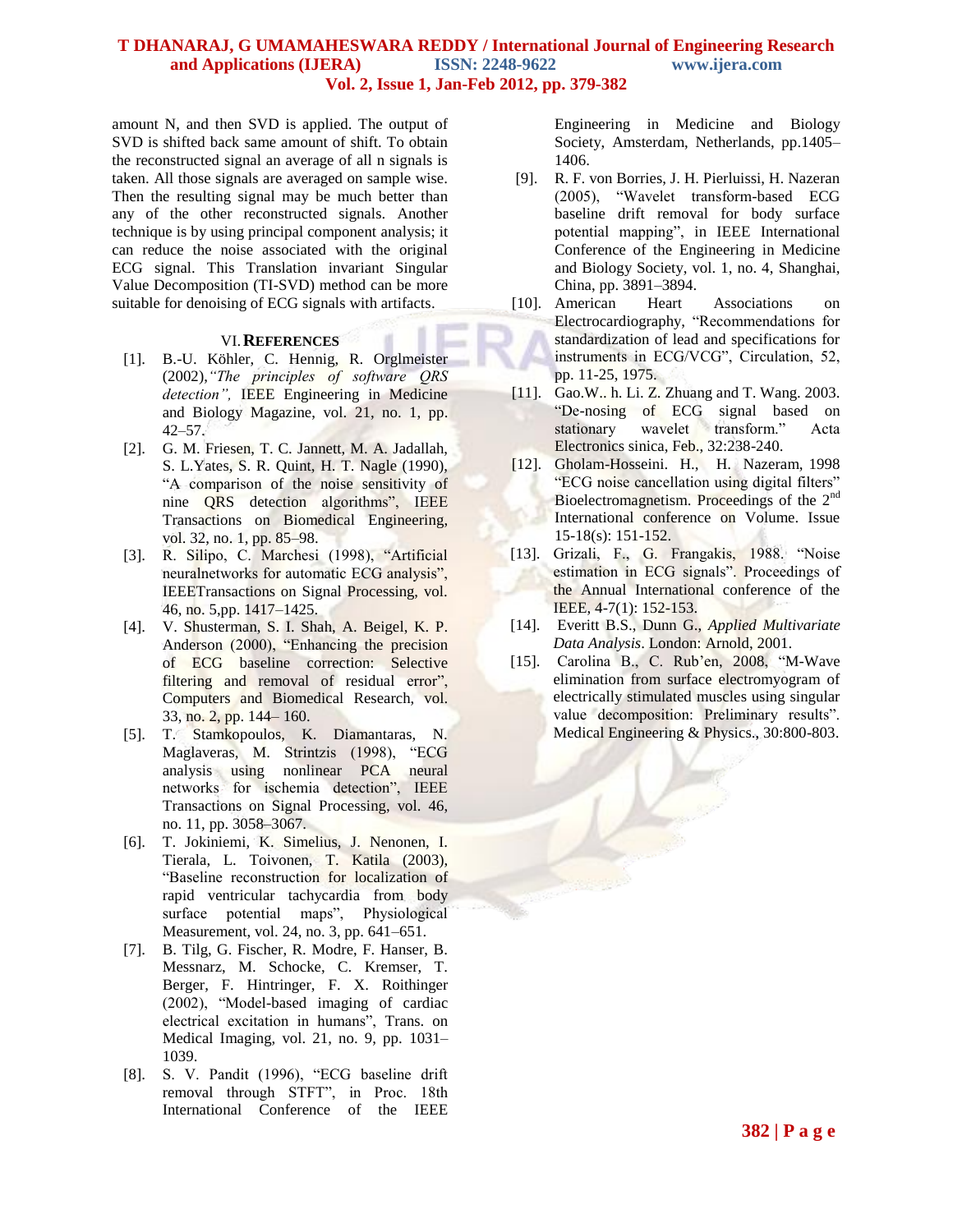amount N, and then SVD is applied. The output of SVD is shifted back same amount of shift. To obtain the reconstructed signal an average of all n signals is taken. All those signals are averaged on sample wise. Then the resulting signal may be much better than any of the other reconstructed signals. Another technique is by using principal component analysis; it can reduce the noise associated with the original ECG signal. This Translation invariant Singular Value Decomposition (TI-SVD) method can be more suitable for denoising of ECG signals with artifacts.

## VI. REFERENCES

[1]. B.-U. Köhler, C. Hennig, R. Orglmeister (2002),*"The principles of software QRS detection"*, IEEE Engineering in Medicine and Biology Magazine, vol. 21, no. 1, pp. 42–57.

[2]. G. M. Friesen, T. C. Jannett, M. A. Jadallah, S. L.Yates, S. R. Quint, H. T. Nagle (1990), "A comparison of the noise sensitivity of nine QRS detection algorithms", IEEE Transactions on Biomedical Engineering, vol. 32, no. 1, pp. 85–98.

[3]. R. Silipo, C. Marchesi (1998), "Artificial neuralnetworks for automatic ECG analysis", IEEETransactions on Signal Processing, vol. 46, no. 5,pp. 1417–1425.

[4]. V. Shusterman, S. I. Shah, A. Beigel, K. P. Anderson (2000), "Enhancing the precision of ECG baseline correction: Selective filtering and removal of residual error", Computers and Biomedical Research, vol. 33, no. 2, pp. 144– 160.

[5]. T. Stamkopoulos, K. Diamantaras, N. Maglaveras, M. Strintzis (1998), "ECG analysis using nonlinear PCA neural networks for ischemia detection", IEEE Transactions on Signal Processing, vol. 46, no. 11, pp. 3058–3067.

[6]. T. Jokiniemi, K. Simelius, J. Nenonen, I. Tierala, L. Toivonen, T. Katila (2003), "Baseline reconstruction for localization of rapid ventricular tachycardia from body surface potential maps", Physiological Measurement, vol. 24, no. 3, pp. 641–651.

[7]. B. Tilg, G. Fischer, R. Modre, F. Hanser, B. Messnarz, M. Schocke, C. Kremser, T. Berger, F. Hintringer, F. X. Roithinger (2002), "Model-based imaging of cardiac electrical excitation in humans", Trans. on Medical Imaging, vol. 21, no. 9, pp. 1031–1039.

[8]. S. V. Pandit (1996), "ECG baseline drift removal through STFT", in Proc. 18th International Conference of the IEEE Engineering in Medicine and Biology Society, Amsterdam, Netherlands, pp.1405–1406.

[9]. R. F. von Borries, J. H. Pierluissi, H. Nazeran (2005), "Wavelet transform-based ECG baseline drift removal for body surface potential mapping", in IEEE International Conference of the Engineering in Medicine and Biology Society, vol. 1, no. 4, Shanghai, China, pp. 3891–3894.

[10]. American Heart Associations on Electrocardiography, "Recommendations for standardization of lead and specifications for instruments in ECG/VCG", Circulation, 52, pp. 11-25, 1975.

[11]. Gao.W.. h. Li. Z. Zhuang and T. Wang. 2003. "De-nosing of ECG signal based on stationary wavelet transform." Acta Electronics sinica, Feb., 32:238-240.

[12]. Gholam-Hosseini. H., H. Nazeram, 1998 "ECG noise cancellation using digital filters" Bioelectromagnetism. Proceedings of the 2nd International conference on Volume. Issue 15-18(s): 151-152.

[13]. Grizali, F., G. Frangakis, 1988. "Noise estimation in ECG signals". Proceedings of the Annual International conference of the IEEE, 4-7(1): 152-153.

[14]. Everitt B.S., Dunn G., *Applied Multivariate Data Analysis*. London: Arnold, 2001.

[15]. Carolina B., C. Rub'en, 2008, "M-Wave elimination from surface electromyogram of electrically stimulated muscles using singular value decomposition: Preliminary results". Medical Engineering & Physics., 30:800-803.